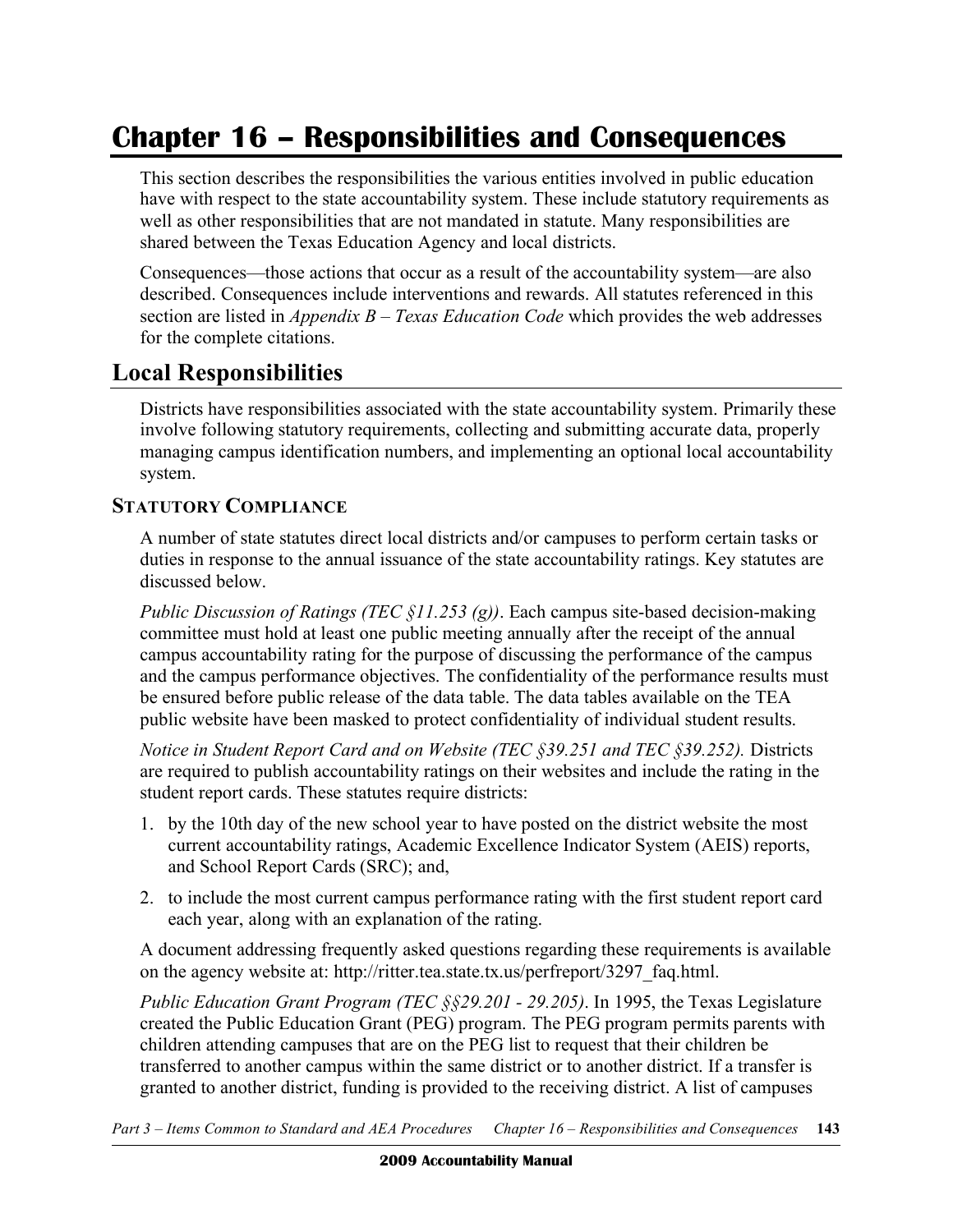# Chapter 16 – Responsibilities and Consequences

This section describes the responsibilities the various entities involved in public education have with respect to the state accountability system. These include statutory requirements as well as other responsibilities that are not mandated in statute. Many responsibilities are shared between the Texas Education Agency and local districts.

Consequences—those actions that occur as a result of the accountability system—are also described. Consequences include interventions and rewards. All statutes referenced in this section are listed in *Appendix B – Texas Education Code* which provides the web addresses for the complete citations.

## Local Responsibilities

Districts have responsibilities associated with the state accountability system. Primarily these involve following statutory requirements, collecting and submitting accurate data, properly managing campus identification numbers, and implementing an optional local accountability system.

### STATUTORY COMPLIANCE

A number of state statutes direct local districts and/or campuses to perform certain tasks or duties in response to the annual issuance of the state accountability ratings. Key statutes are discussed below.

*Public Discussion of Ratings (TEC §11.253 (g))*. Each campus site-based decision-making committee must hold at least one public meeting annually after the receipt of the annual campus accountability rating for the purpose of discussing the performance of the campus and the campus performance objectives. The confidentiality of the performance results must be ensured before public release of the data table. The data tables available on the TEA public website have been masked to protect confidentiality of individual student results.

*Notice in Student Report Card and on Website (TEC §39.251 and TEC §39.252).* Districts are required to publish accountability ratings on their websites and include the rating in the student report cards. These statutes require districts:

1. by the 10th day of the new school year to have posted on the district website the most current accountability ratings, Academic Excellence Indicator System (AEIS) reports, and School Report Cards (SRC); and,
2. to include the most current campus performance rating with the first student report card each year, along with an explanation of the rating.

A document addressing frequently asked questions regarding these requirements is available on the agency website at: http://ritter.tea.state.tx.us/perfreport/3297_faq.html.

*Public Education Grant Program (TEC §§29.201 - 29.205)*. In 1995, the Texas Legislature created the Public Education Grant (PEG) program. The PEG program permits parents with children attending campuses that are on the PEG list to request that their children be transferred to another campus within the same district or to another district. If a transfer is granted to another district, funding is provided to the receiving district. A list of campuses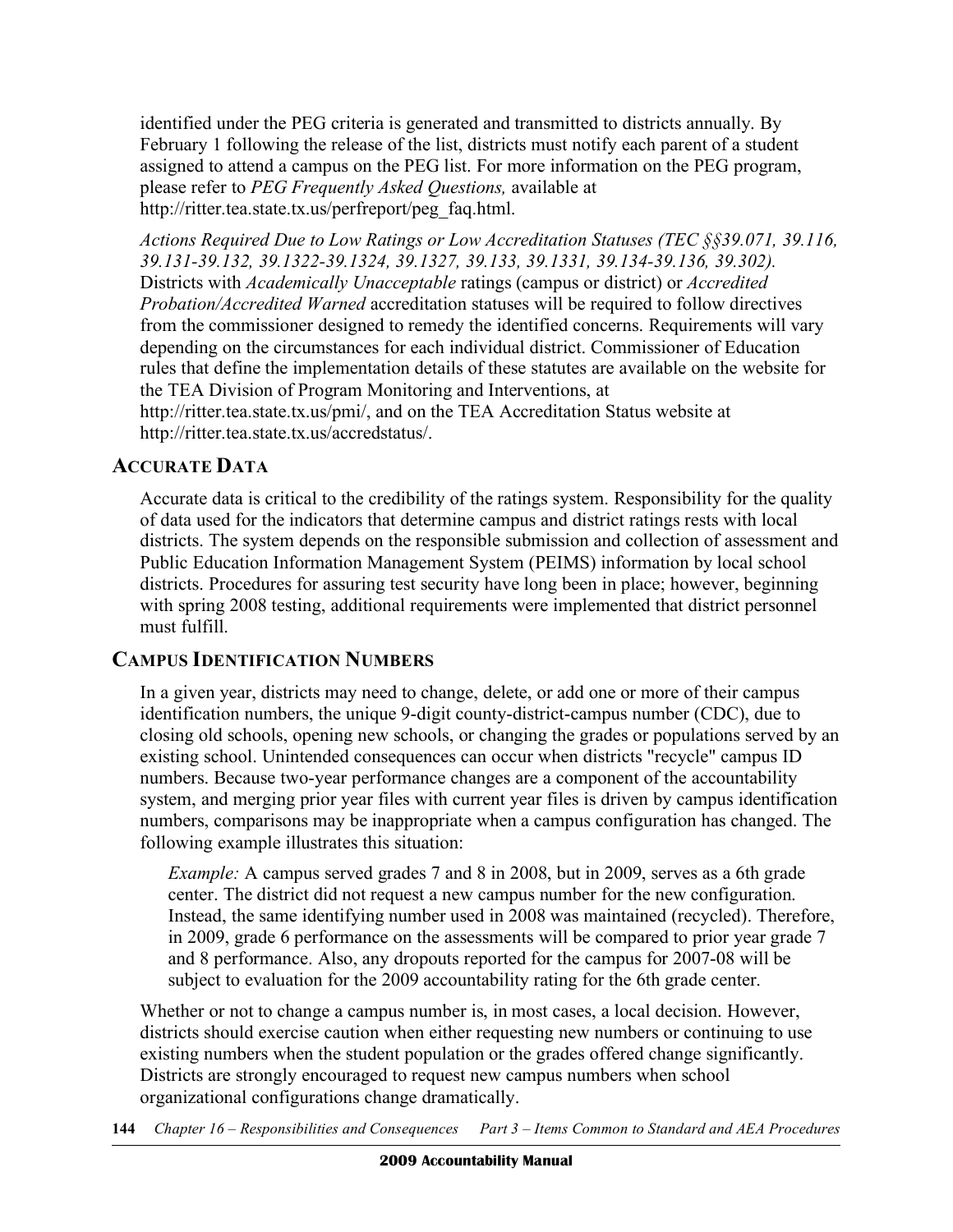identified under the PEG criteria is generated and transmitted to districts annually. By February 1 following the release of the list, districts must notify each parent of a student assigned to attend a campus on the PEG list. For more information on the PEG program, please refer to *PEG Frequently Asked Questions,* available at http://ritter.tea.state.tx.us/perfreport/peg_faq.html.

*Actions Required Due to Low Ratings or Low Accreditation Statuses (TEC §§39.071, 39.116, 39.131-39.132, 39.1322-39.1324, 39.1327, 39.133, 39.1331, 39.134-39.136, 39.302).* Districts with *Academically Unacceptable* ratings (campus or district) or *Accredited Probation/Accredited Warned* accreditation statuses will be required to follow directives from the commissioner designed to remedy the identified concerns. Requirements will vary depending on the circumstances for each individual district. Commissioner of Education rules that define the implementation details of these statutes are available on the website for the TEA Division of Program Monitoring and Interventions, at http://ritter.tea.state.tx.us/pmi/, and on the TEA Accreditation Status website at http://ritter.tea.state.tx.us/accredstatus/.

## ACCURATE DATA

Accurate data is critical to the credibility of the ratings system. Responsibility for the quality of data used for the indicators that determine campus and district ratings rests with local districts. The system depends on the responsible submission and collection of assessment and Public Education Information Management System (PEIMS) information by local school districts. Procedures for assuring test security have long been in place; however, beginning with spring 2008 testing, additional requirements were implemented that district personnel must fulfill.

## CAMPUS IDENTIFICATION NUMBERS

In a given year, districts may need to change, delete, or add one or more of their campus identification numbers, the unique 9-digit county-district-campus number (CDC), due to closing old schools, opening new schools, or changing the grades or populations served by an existing school. Unintended consequences can occur when districts "recycle" campus ID numbers. Because two-year performance changes are a component of the accountability system, and merging prior year files with current year files is driven by campus identification numbers, comparisons may be inappropriate when a campus configuration has changed. The following example illustrates this situation:

> *Example:* A campus served grades 7 and 8 in 2008, but in 2009, serves as a 6th grade center. The district did not request a new campus number for the new configuration. Instead, the same identifying number used in 2008 was maintained (recycled). Therefore, in 2009, grade 6 performance on the assessments will be compared to prior year grade 7 and 8 performance. Also, any dropouts reported for the campus for 2007-08 will be subject to evaluation for the 2009 accountability rating for the 6th grade center.

Whether or not to change a campus number is, in most cases, a local decision. However, districts should exercise caution when either requesting new numbers or continuing to use existing numbers when the student population or the grades offered change significantly. Districts are strongly encouraged to request new campus numbers when school organizational configurations change dramatically.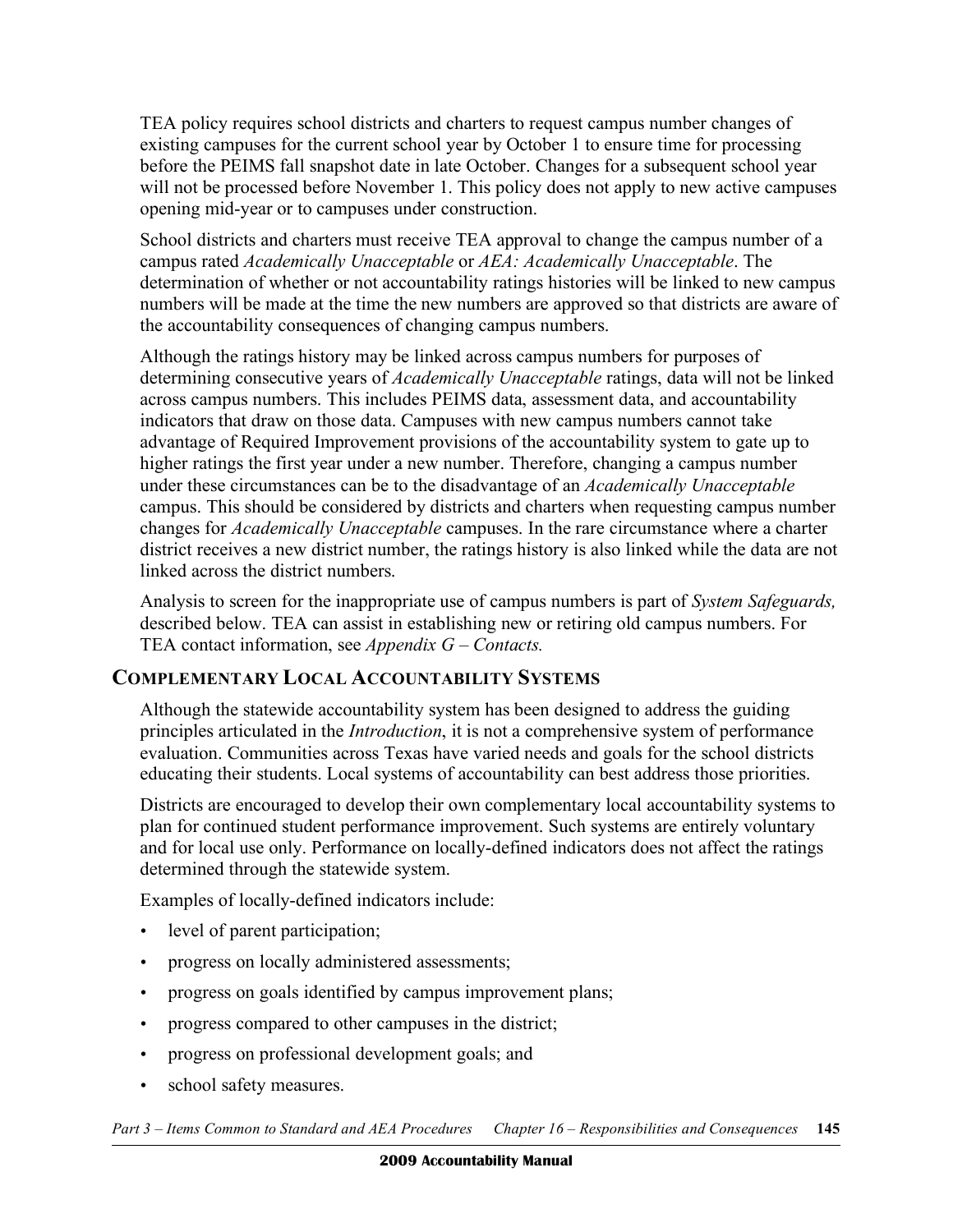TEA policy requires school districts and charters to request campus number changes of existing campuses for the current school year by October 1 to ensure time for processing before the PEIMS fall snapshot date in late October. Changes for a subsequent school year will not be processed before November 1. This policy does not apply to new active campuses opening mid-year or to campuses under construction.

School districts and charters must receive TEA approval to change the campus number of a campus rated *Academically Unacceptable* or *AEA: Academically Unacceptable*. The determination of whether or not accountability ratings histories will be linked to new campus numbers will be made at the time the new numbers are approved so that districts are aware of the accountability consequences of changing campus numbers.

Although the ratings history may be linked across campus numbers for purposes of determining consecutive years of *Academically Unacceptable* ratings, data will not be linked across campus numbers. This includes PEIMS data, assessment data, and accountability indicators that draw on those data. Campuses with new campus numbers cannot take advantage of Required Improvement provisions of the accountability system to gate up to higher ratings the first year under a new number. Therefore, changing a campus number under these circumstances can be to the disadvantage of an *Academically Unacceptable* campus. This should be considered by districts and charters when requesting campus number changes for *Academically Unacceptable* campuses. In the rare circumstance where a charter district receives a new district number, the ratings history is also linked while the data are not linked across the district numbers.

Analysis to screen for the inappropriate use of campus numbers is part of *System Safeguards,* described below. TEA can assist in establishing new or retiring old campus numbers. For TEA contact information, see *Appendix G – Contacts.*

## COMPLEMENTARY LOCAL ACCOUNTABILITY SYSTEMS

Although the statewide accountability system has been designed to address the guiding principles articulated in the *Introduction*, it is not a comprehensive system of performance evaluation. Communities across Texas have varied needs and goals for the school districts educating their students. Local systems of accountability can best address those priorities.

Districts are encouraged to develop their own complementary local accountability systems to plan for continued student performance improvement. Such systems are entirely voluntary and for local use only. Performance on locally-defined indicators does not affect the ratings determined through the statewide system.

Examples of locally-defined indicators include:

- level of parent participation;
- progress on locally administered assessments;
- progress on goals identified by campus improvement plans;
- progress compared to other campuses in the district;
- progress on professional development goals; and
- school safety measures.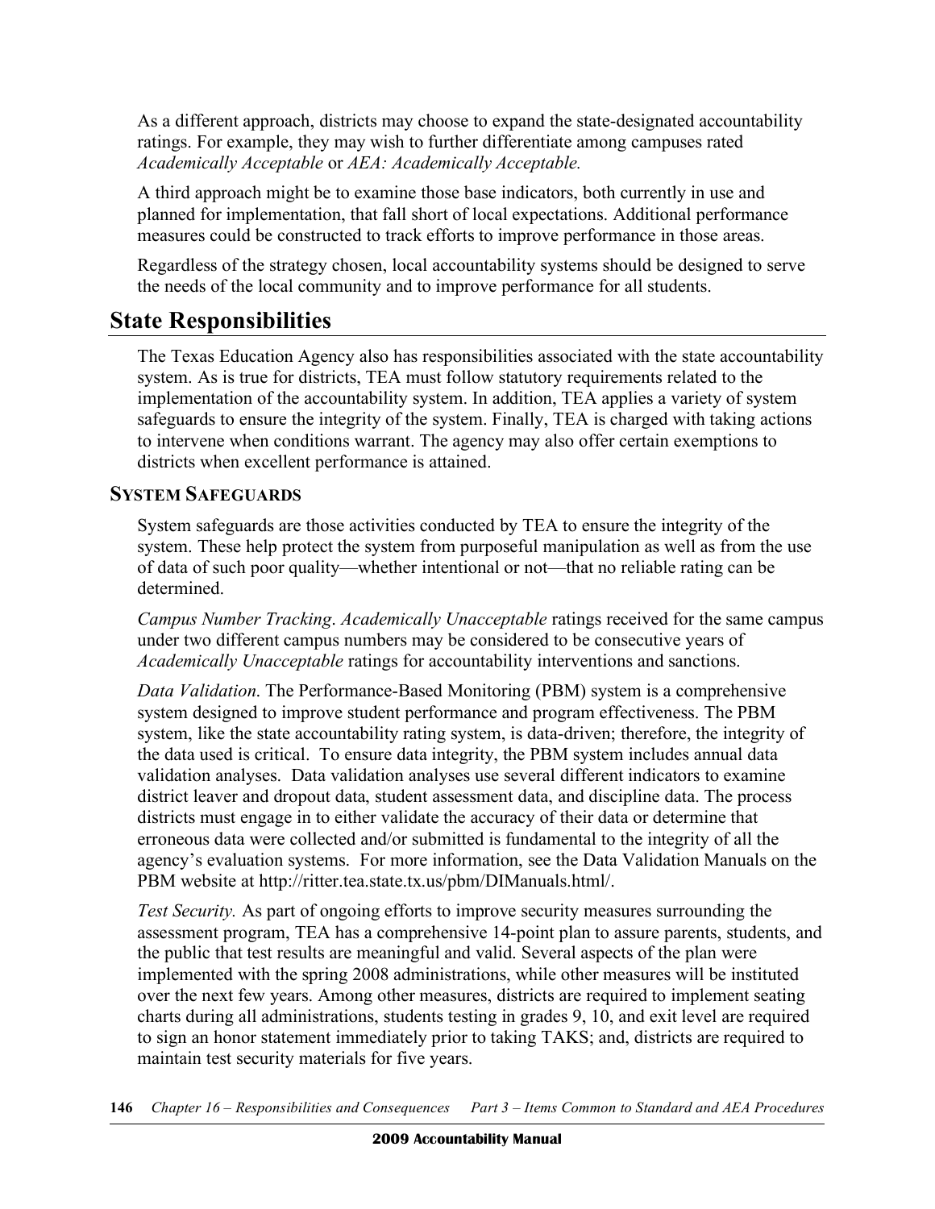As a different approach, districts may choose to expand the state-designated accountability ratings. For example, they may wish to further differentiate among campuses rated *Academically Acceptable* or *AEA: Academically Acceptable.*

A third approach might be to examine those base indicators, both currently in use and planned for implementation, that fall short of local expectations. Additional performance measures could be constructed to track efforts to improve performance in those areas.

Regardless of the strategy chosen, local accountability systems should be designed to serve the needs of the local community and to improve performance for all students.

## State Responsibilities

The Texas Education Agency also has responsibilities associated with the state accountability system. As is true for districts, TEA must follow statutory requirements related to the implementation of the accountability system. In addition, TEA applies a variety of system safeguards to ensure the integrity of the system. Finally, TEA is charged with taking actions to intervene when conditions warrant. The agency may also offer certain exemptions to districts when excellent performance is attained.

### System Safeguards

System safeguards are those activities conducted by TEA to ensure the integrity of the system. These help protect the system from purposeful manipulation as well as from the use of data of such poor quality—whether intentional or not—that no reliable rating can be determined.

*Campus Number Tracking*. *Academically Unacceptable* ratings received for the same campus under two different campus numbers may be considered to be consecutive years of *Academically Unacceptable* ratings for accountability interventions and sanctions.

*Data Validation*. The Performance-Based Monitoring (PBM) system is a comprehensive system designed to improve student performance and program effectiveness. The PBM system, like the state accountability rating system, is data-driven; therefore, the integrity of the data used is critical. To ensure data integrity, the PBM system includes annual data validation analyses. Data validation analyses use several different indicators to examine district leaver and dropout data, student assessment data, and discipline data. The process districts must engage in to either validate the accuracy of their data or determine that erroneous data were collected and/or submitted is fundamental to the integrity of all the agency's evaluation systems. For more information, see the Data Validation Manuals on the PBM website at http://ritter.tea.state.tx.us/pbm/DIManuals.html/.

*Test Security.* As part of ongoing efforts to improve security measures surrounding the assessment program, TEA has a comprehensive 14-point plan to assure parents, students, and the public that test results are meaningful and valid. Several aspects of the plan were implemented with the spring 2008 administrations, while other measures will be instituted over the next few years. Among other measures, districts are required to implement seating charts during all administrations, students testing in grades 9, 10, and exit level are required to sign an honor statement immediately prior to taking TAKS; and, districts are required to maintain test security materials for five years.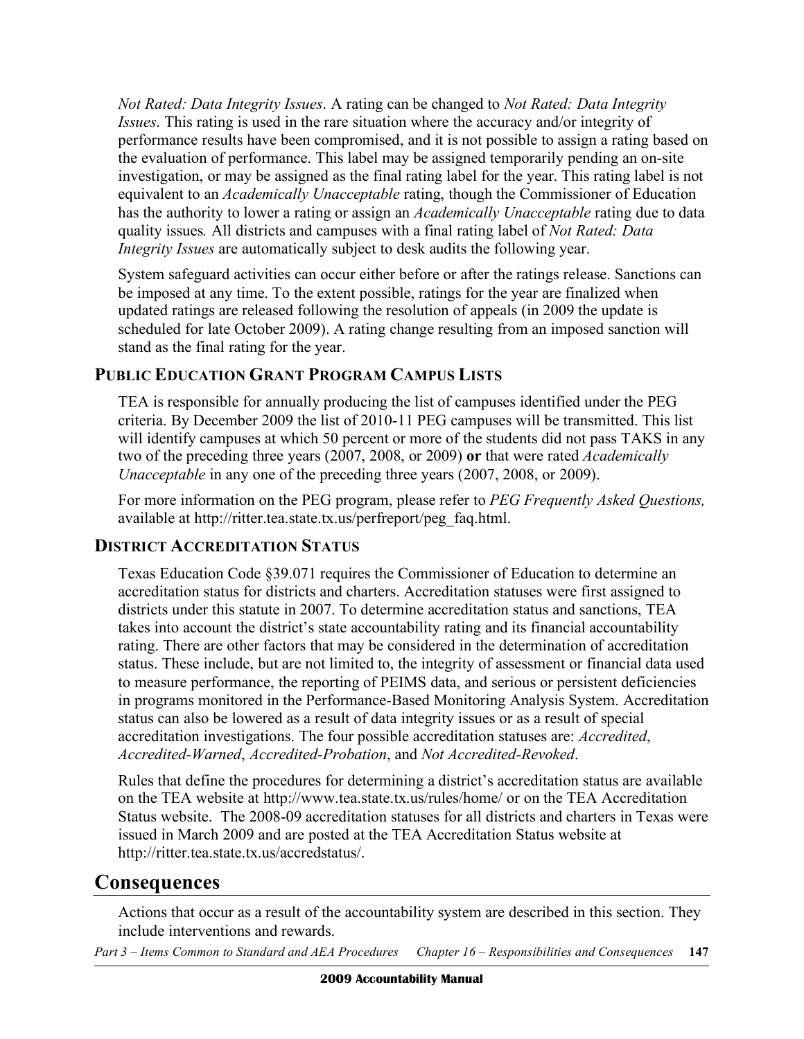*Not Rated: Data Integrity Issues*. A rating can be changed to *Not Rated: Data Integrity Issues*. This rating is used in the rare situation where the accuracy and/or integrity of performance results have been compromised, and it is not possible to assign a rating based on the evaluation of performance. This label may be assigned temporarily pending an on-site investigation, or may be assigned as the final rating label for the year. This rating label is not equivalent to an *Academically Unacceptable* rating, though the Commissioner of Education has the authority to lower a rating or assign an *Academically Unacceptable* rating due to data quality issues. All districts and campuses with a final rating label of *Not Rated: Data Integrity Issues* are automatically subject to desk audits the following year.

System safeguard activities can occur either before or after the ratings release. Sanctions can be imposed at any time. To the extent possible, ratings for the year are finalized when updated ratings are released following the resolution of appeals (in 2009 the update is scheduled for late October 2009). A rating change resulting from an imposed sanction will stand as the final rating for the year.

### PUBLIC EDUCATION GRANT PROGRAM CAMPUS LISTS

TEA is responsible for annually producing the list of campuses identified under the PEG criteria. By December 2009 the list of 2010-11 PEG campuses will be transmitted. This list will identify campuses at which 50 percent or more of the students did not pass TAKS in any two of the preceding three years (2007, 2008, or 2009) **or** that were rated *Academically Unacceptable* in any one of the preceding three years (2007, 2008, or 2009).

For more information on the PEG program, please refer to *PEG Frequently Asked Questions,* available at http://ritter.tea.state.tx.us/perfreport/peg_faq.html.

### DISTRICT ACCREDITATION STATUS

Texas Education Code §39.071 requires the Commissioner of Education to determine an accreditation status for districts and charters. Accreditation statuses were first assigned to districts under this statute in 2007. To determine accreditation status and sanctions, TEA takes into account the district's state accountability rating and its financial accountability rating. There are other factors that may be considered in the determination of accreditation status. These include, but are not limited to, the integrity of assessment or financial data used to measure performance, the reporting of PEIMS data, and serious or persistent deficiencies in programs monitored in the Performance-Based Monitoring Analysis System. Accreditation status can also be lowered as a result of data integrity issues or as a result of special accreditation investigations. The four possible accreditation statuses are: *Accredited*, *Accredited-Warned*, *Accredited-Probation*, and *Not Accredited-Revoked*.

Rules that define the procedures for determining a district's accreditation status are available on the TEA website at http://www.tea.state.tx.us/rules/home/ or on the TEA Accreditation Status website. The 2008-09 accreditation statuses for all districts and charters in Texas were issued in March 2009 and are posted at the TEA Accreditation Status website at http://ritter.tea.state.tx.us/accredstatus/.

## Consequences

Actions that occur as a result of the accountability system are described in this section. They include interventions and rewards.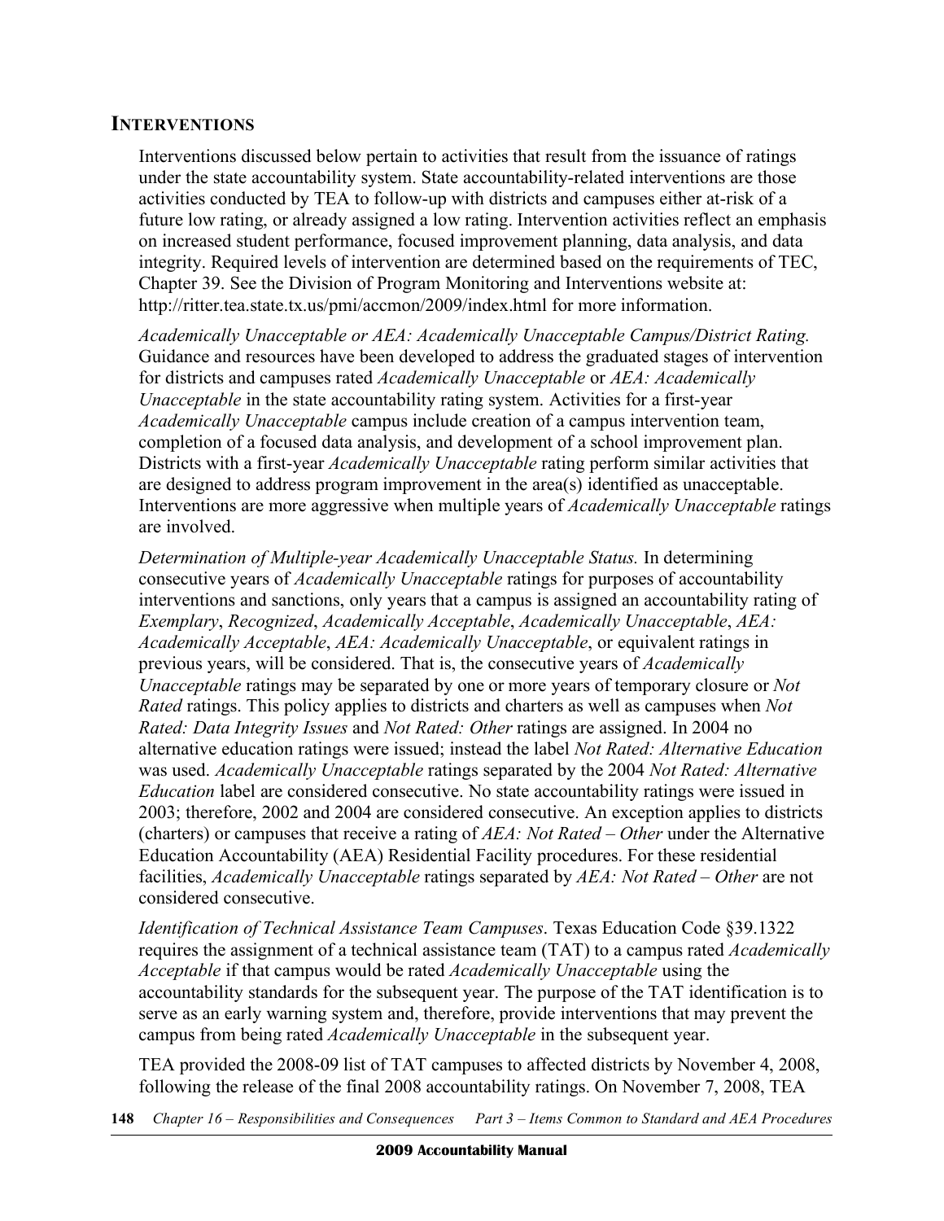## INTERVENTIONS

Interventions discussed below pertain to activities that result from the issuance of ratings under the state accountability system. State accountability-related interventions are those activities conducted by TEA to follow-up with districts and campuses either at-risk of a future low rating, or already assigned a low rating. Intervention activities reflect an emphasis on increased student performance, focused improvement planning, data analysis, and data integrity. Required levels of intervention are determined based on the requirements of TEC, Chapter 39. See the Division of Program Monitoring and Interventions website at: http://ritter.tea.state.tx.us/pmi/accmon/2009/index.html for more information.

*Academically Unacceptable or AEA: Academically Unacceptable Campus/District Rating.* Guidance and resources have been developed to address the graduated stages of intervention for districts and campuses rated *Academically Unacceptable* or *AEA: Academically Unacceptable* in the state accountability rating system. Activities for a first-year *Academically Unacceptable* campus include creation of a campus intervention team, completion of a focused data analysis, and development of a school improvement plan. Districts with a first-year *Academically Unacceptable* rating perform similar activities that are designed to address program improvement in the area(s) identified as unacceptable. Interventions are more aggressive when multiple years of *Academically Unacceptable* ratings are involved.

*Determination of Multiple-year Academically Unacceptable Status.* In determining consecutive years of *Academically Unacceptable* ratings for purposes of accountability interventions and sanctions, only years that a campus is assigned an accountability rating of *Exemplary*, *Recognized*, *Academically Acceptable*, *Academically Unacceptable*, *AEA: Academically Acceptable*, *AEA: Academically Unacceptable*, or equivalent ratings in previous years, will be considered. That is, the consecutive years of *Academically Unacceptable* ratings may be separated by one or more years of temporary closure or *Not Rated* ratings. This policy applies to districts and charters as well as campuses when *Not Rated: Data Integrity Issues* and *Not Rated: Other* ratings are assigned. In 2004 no alternative education ratings were issued; instead the label *Not Rated: Alternative Education* was used. *Academically Unacceptable* ratings separated by the 2004 *Not Rated: Alternative Education* label are considered consecutive. No state accountability ratings were issued in 2003; therefore, 2002 and 2004 are considered consecutive. An exception applies to districts (charters) or campuses that receive a rating of *AEA: Not Rated – Other* under the Alternative Education Accountability (AEA) Residential Facility procedures. For these residential facilities, *Academically Unacceptable* ratings separated by *AEA: Not Rated – Other* are not considered consecutive.

*Identification of Technical Assistance Team Campuses.* Texas Education Code §39.1322 requires the assignment of a technical assistance team (TAT) to a campus rated *Academically Acceptable* if that campus would be rated *Academically Unacceptable* using the accountability standards for the subsequent year. The purpose of the TAT identification is to serve as an early warning system and, therefore, provide interventions that may prevent the campus from being rated *Academically Unacceptable* in the subsequent year.

TEA provided the 2008-09 list of TAT campuses to affected districts by November 4, 2008, following the release of the final 2008 accountability ratings. On November 7, 2008, TEA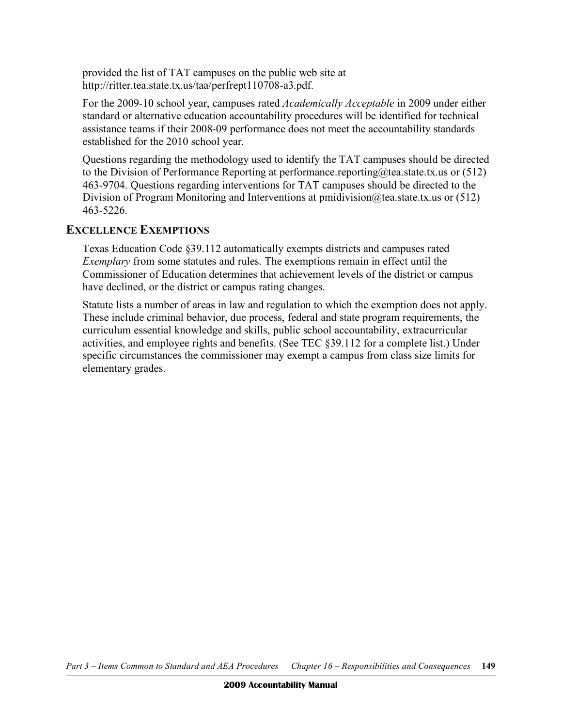provided the list of TAT campuses on the public web site at http://ritter.tea.state.tx.us/taa/perfrept110708-a3.pdf.

For the 2009-10 school year, campuses rated *Academically Acceptable* in 2009 under either standard or alternative education accountability procedures will be identified for technical assistance teams if their 2008-09 performance does not meet the accountability standards established for the 2010 school year.

Questions regarding the methodology used to identify the TAT campuses should be directed to the Division of Performance Reporting at performance.reporting@tea.state.tx.us or (512) 463-9704. Questions regarding interventions for TAT campuses should be directed to the Division of Program Monitoring and Interventions at pmidivision@tea.state.tx.us or (512) 463-5226.

## EXCELLENCE EXEMPTIONS

Texas Education Code §39.112 automatically exempts districts and campuses rated *Exemplary* from some statutes and rules. The exemptions remain in effect until the Commissioner of Education determines that achievement levels of the district or campus have declined, or the district or campus rating changes.

Statute lists a number of areas in law and regulation to which the exemption does not apply. These include criminal behavior, due process, federal and state program requirements, the curriculum essential knowledge and skills, public school accountability, extracurricular activities, and employee rights and benefits. (See TEC §39.112 for a complete list.) Under specific circumstances the commissioner may exempt a campus from class size limits for elementary grades.